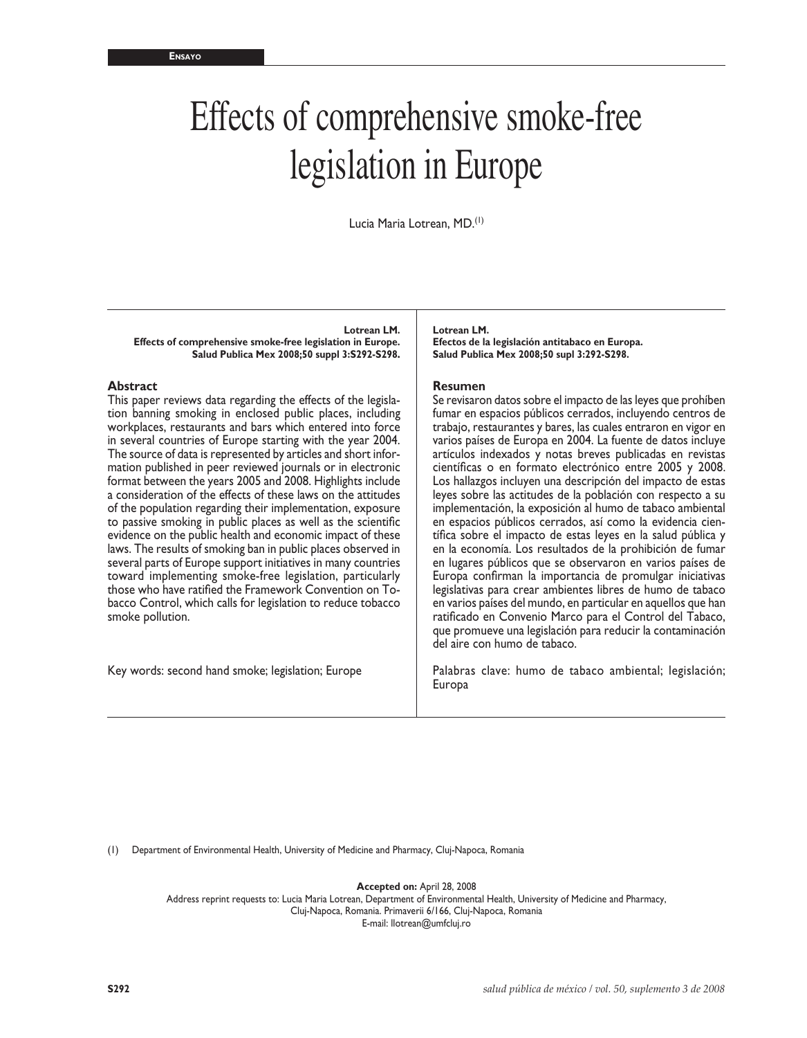**Ensayo**

# Effects of comprehensive smoke-free legislation in Europe

Lucia Maria Lotrean, MD.[1]

**Lotrean LM.**
**Effects of comprehensive smoke-free legislation in Europe.**
**Salud Publica Mex 2008;50 suppl 3:S292-S298.**

## Abstract

This paper reviews data regarding the effects of the legislation banning smoking in enclosed public places, including workplaces, restaurants and bars which entered into force in several countries of Europe starting with the year 2004. The source of data is represented by articles and short information published in peer reviewed journals or in electronic format between the years 2005 and 2008. Highlights include a consideration of the effects of these laws on the attitudes of the population regarding their implementation, exposure to passive smoking in public places as well as the scientific evidence on the public health and economic impact of these laws. The results of smoking ban in public places observed in several parts of Europe support initiatives in many countries toward implementing smoke-free legislation, particularly those who have ratified the Framework Convention on Tobacco Control, which calls for legislation to reduce tobacco smoke pollution.

Key words: second hand smoke; legislation; Europe

**Lotrean LM.**
**Efectos de la legislación antitabaco en Europa.**
**Salud Publica Mex 2008;50 supl 3:292-S298.**

## Resumen

Se revisaron datos sobre el impacto de las leyes que prohíben fumar en espacios públicos cerrados, incluyendo centros de trabajo, restaurantes y bares, las cuales entraron en vigor en varios países de Europa en 2004. La fuente de datos incluye artículos indexados y notas breves publicadas en revistas científicas o en formato electrónico entre 2005 y 2008. Los hallazgos incluyen una descripción del impacto de estas leyes sobre las actitudes de la población con respecto a su implementación, la exposición al humo de tabaco ambiental en espacios públicos cerrados, así como la evidencia científica sobre el impacto de estas leyes en la salud pública y en la economía. Los resultados de la prohibición de fumar en lugares públicos que se observaron en varios países de Europa confirman la importancia de promulgar iniciativas legislativas para crear ambientes libres de humo de tabaco en varios países del mundo, en particular en aquellos que han ratificado en Convenio Marco para el Control del Tabaco, que promueve una legislación para reducir la contaminación del aire con humo de tabaco.

Palabras clave: humo de tabaco ambiental; legislación; Europa

(1) Department of Environmental Health, University of Medicine and Pharmacy, Cluj-Napoca, Romania

**Accepted on:** April 28, 2008

Address reprint requests to: Lucia Maria Lotrean, Department of Environmental Health, University of Medicine and Pharmacy, Cluj-Napoca, Romania. Primaverii 6/166, Cluj-Napoca, Romania
E-mail: llotrean@umfcluj.ro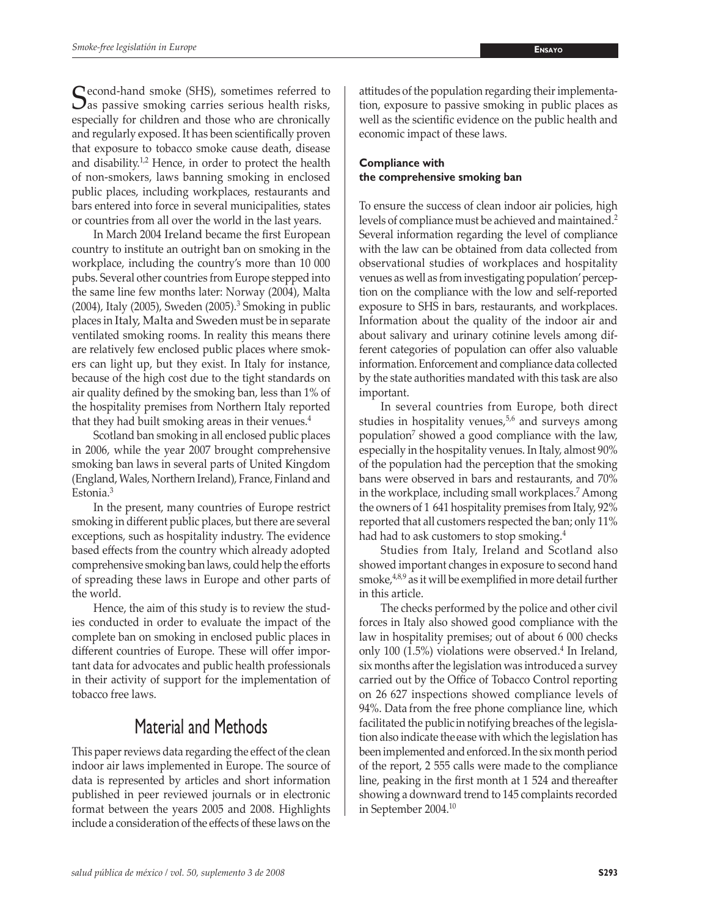Second-hand smoke (SHS), sometimes referred to as passive smoking carries serious health risks, especially for children and those who are chronically and regularly exposed. It has been scientifically proven that exposure to tobacco smoke cause death, disease and disability.[1,2] Hence, in order to protect the health of non-smokers, laws banning smoking in enclosed public places, including workplaces, restaurants and bars entered into force in several municipalities, states or countries from all over the world in the last years.

In March 2004 Ireland became the first European country to institute an outright ban on smoking in the workplace, including the country's more than 10 000 pubs. Several other countries from Europe stepped into the same line few months later: Norway (2004), Malta (2004), Italy (2005), Sweden (2005).[3] Smoking in public places in Italy, Malta and Sweden must be in separate ventilated smoking rooms. In reality this means there are relatively few enclosed public places where smokers can light up, but they exist. In Italy for instance, because of the high cost due to the tight standards on air quality defined by the smoking ban, less than 1% of the hospitality premises from Northern Italy reported that they had built smoking areas in their venues.[4]

Scotland ban smoking in all enclosed public places in 2006, while the year 2007 brought comprehensive smoking ban laws in several parts of United Kingdom (England, Wales, Northern Ireland), France, Finland and Estonia.[3]

In the present, many countries of Europe restrict smoking in different public places, but there are several exceptions, such as hospitality industry. The evidence based effects from the country which already adopted comprehensive smoking ban laws, could help the efforts of spreading these laws in Europe and other parts of the world.

Hence, the aim of this study is to review the studies conducted in order to evaluate the impact of the complete ban on smoking in enclosed public places in different countries of Europe. These will offer important data for advocates and public health professionals in their activity of support for the implementation of tobacco free laws.

# Material and Methods

This paper reviews data regarding the effect of the clean indoor air laws implemented in Europe. The source of data is represented by articles and short information published in peer reviewed journals or in electronic format between the years 2005 and 2008. Highlights include a consideration of the effects of these laws on the attitudes of the population regarding their implementation, exposure to passive smoking in public places as well as the scientific evidence on the public health and economic impact of these laws.

### Compliance with the comprehensive smoking ban

To ensure the success of clean indoor air policies, high levels of compliance must be achieved and maintained.[2] Several information regarding the level of compliance with the law can be obtained from data collected from observational studies of workplaces and hospitality venues as well as from investigating population' perception on the compliance with the low and self-reported exposure to SHS in bars, restaurants, and workplaces. Information about the quality of the indoor air and about salivary and urinary cotinine levels among different categories of population can offer also valuable information. Enforcement and compliance data collected by the state authorities mandated with this task are also important.

In several countries from Europe, both direct studies in hospitality venues,[5,6] and surveys among population[7] showed a good compliance with the law, especially in the hospitality venues. In Italy, almost 90% of the population had the perception that the smoking bans were observed in bars and restaurants, and 70% in the workplace, including small workplaces.[7] Among the owners of 1 641 hospitality premises from Italy, 92% reported that all customers respected the ban; only 11% had had to ask customers to stop smoking.[4]

Studies from Italy, Ireland and Scotland also showed important changes in exposure to second hand smoke,[4,8,9] as it will be exemplified in more detail further in this article.

The checks performed by the police and other civil forces in Italy also showed good compliance with the law in hospitality premises; out of about 6 000 checks only 100 (1.5%) violations were observed.[4] In Ireland, six months after the legislation was introduced a survey carried out by the Office of Tobacco Control reporting on 26 627 inspections showed compliance levels of 94%. Data from the free phone compliance line, which facilitated the public in notifying breaches of the legislation also indicate the ease with which the legislation has been implemented and enforced. In the six month period of the report, 2 555 calls were made to the compliance line, peaking in the first month at 1 524 and thereafter showing a downward trend to 145 complaints recorded in September 2004.[10]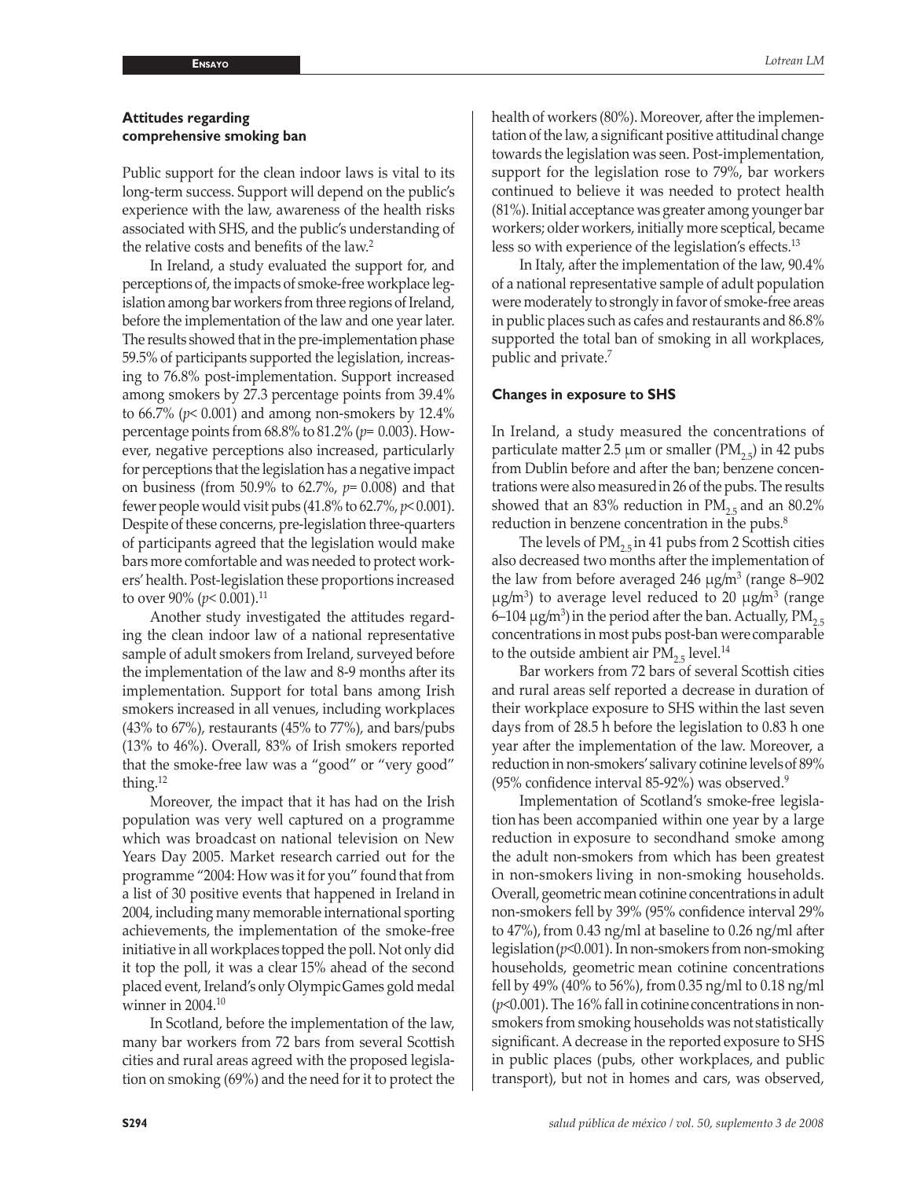### Attitudes regarding comprehensive smoking ban

Public support for the clean indoor laws is vital to its long-term success. Support will depend on the public's experience with the law, awareness of the health risks associated with SHS, and the public's understanding of the relative costs and benefits of the law.[2]

In Ireland, a study evaluated the support for, and perceptions of, the impacts of smoke-free workplace legislation among bar workers from three regions of Ireland, before the implementation of the law and one year later. The results showed that in the pre-implementation phase 59.5% of participants supported the legislation, increasing to 76.8% post-implementation. Support increased among smokers by 27.3 percentage points from 39.4% to 66.7% ($p< 0.001$) and among non-smokers by 12.4% percentage points from 68.8% to 81.2% ($p= 0.003$). However, negative perceptions also increased, particularly for perceptions that the legislation has a negative impact on business (from 50.9% to 62.7%, $p= 0.008$) and that fewer people would visit pubs (41.8% to 62.7%, $p< 0.001$). Despite of these concerns, pre-legislation three-quarters of participants agreed that the legislation would make bars more comfortable and was needed to protect workers' health. Post-legislation these proportions increased to over 90% ($p< 0.001$).[11]

Another study investigated the attitudes regarding the clean indoor law of a national representative sample of adult smokers from Ireland, surveyed before the implementation of the law and 8-9 months after its implementation. Support for total bans among Irish smokers increased in all venues, including workplaces (43% to 67%), restaurants (45% to 77%), and bars/pubs (13% to 46%). Overall, 83% of Irish smokers reported that the smoke-free law was a "good" or "very good" thing.[12]

Moreover, the impact that it has had on the Irish population was very well captured on a programme which was broadcast on national television on New Years Day 2005. Market research carried out for the programme "2004: How was it for you" found that from a list of 30 positive events that happened in Ireland in 2004, including many memorable international sporting achievements, the implementation of the smoke-free initiative in all workplaces topped the poll. Not only did it top the poll, it was a clear 15% ahead of the second placed event, Ireland's only Olympic Games gold medal winner in 2004.[10]

In Scotland, before the implementation of the law, many bar workers from 72 bars from several Scottish cities and rural areas agreed with the proposed legislation on smoking (69%) and the need for it to protect the health of workers (80%). Moreover, after the implementation of the law, a significant positive attitudinal change towards the legislation was seen. Post-implementation, support for the legislation rose to 79%, bar workers continued to believe it was needed to protect health (81%). Initial acceptance was greater among younger bar workers; older workers, initially more sceptical, became less so with experience of the legislation's effects.[13]

In Italy, after the implementation of the law, 90.4% of a national representative sample of adult population were moderately to strongly in favor of smoke-free areas in public places such as cafes and restaurants and 86.8% supported the total ban of smoking in all workplaces, public and private.[7]

### Changes in exposure to SHS

In Ireland, a study measured the concentrations of particulate matter 2.5 μm or smaller ($PM_{2.5}$) in 42 pubs from Dublin before and after the ban; benzene concentrations were also measured in 26 of the pubs. The results showed that an 83% reduction in $PM_{2.5}$ and an 80.2% reduction in benzene concentration in the pubs.[8]

The levels of $PM_{2.5}$ in 41 pubs from 2 Scottish cities also decreased two months after the implementation of the law from before averaged 246 μg/m$^3$ (range 8–902 μg/m$^3$) to average level reduced to 20 μg/m$^3$ (range 6–104 μg/m$^3$) in the period after the ban. Actually, $PM_{2.5}$ concentrations in most pubs post-ban were comparable to the outside ambient air $PM_{2.5}$ level.[14]

Bar workers from 72 bars of several Scottish cities and rural areas self reported a decrease in duration of their workplace exposure to SHS within the last seven days from of 28.5 h before the legislation to 0.83 h one year after the implementation of the law. Moreover, a reduction in non-smokers' salivary cotinine levels of 89% (95% confidence interval 85-92%) was observed.[9]

Implementation of Scotland's smoke-free legislation has been accompanied within one year by a large reduction in exposure to secondhand smoke among the adult non-smokers from which has been greatest in non-smokers living in non-smoking households. Overall, geometric mean cotinine concentrations in adult non-smokers fell by 39% (95% confidence interval 29% to 47%), from 0.43 ng/ml at baseline to 0.26 ng/ml after legislation ($p<0.001$). In non-smokers from non-smoking households, geometric mean cotinine concentrations fell by 49% (40% to 56%), from 0.35 ng/ml to 0.18 ng/ml ($p<0.001$). The 16% fall in cotinine concentrations in non-smokers from smoking households was not statistically significant. A decrease in the reported exposure to SHS in public places (pubs, other workplaces, and public transport), but not in homes and cars, was observed,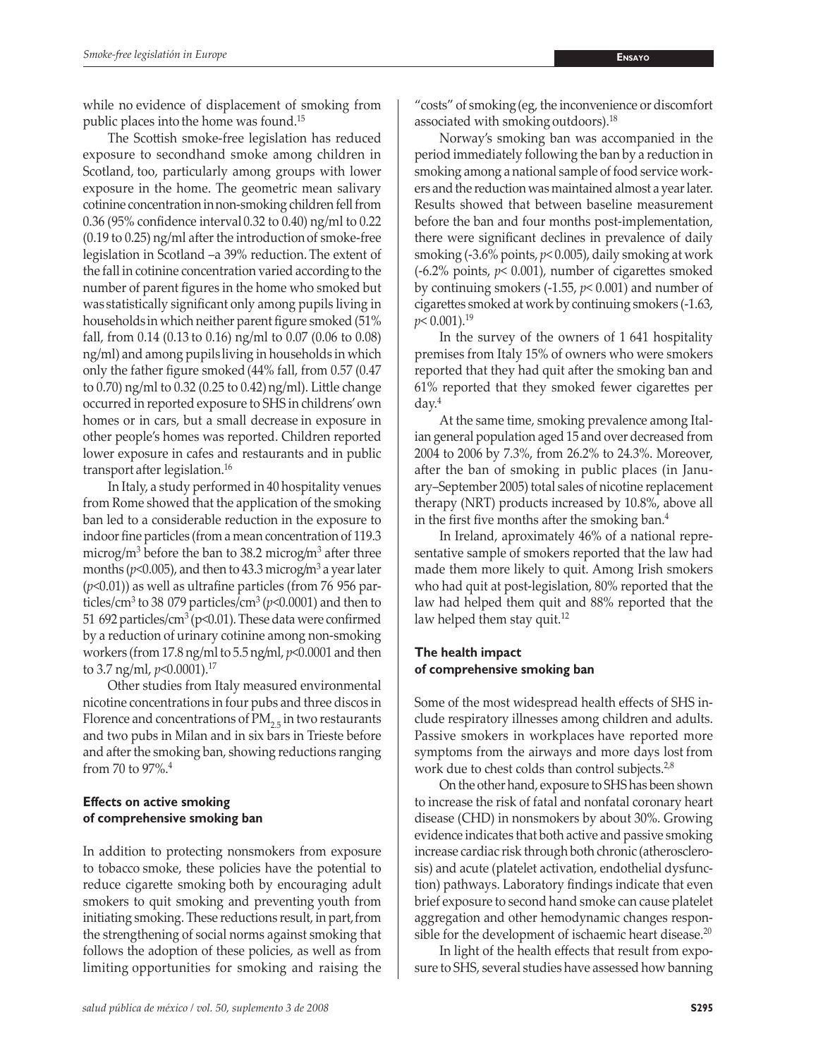while no evidence of displacement of smoking from public places into the home was found.[15]

The Scottish smoke-free legislation has reduced exposure to secondhand smoke among children in Scotland, too, particularly among groups with lower exposure in the home. The geometric mean salivary cotinine concentration in non-smoking children fell from 0.36 (95% confidence interval 0.32 to 0.40) ng/ml to 0.22 (0.19 to 0.25) ng/ml after the introduction of smoke-free legislation in Scotland –a 39% reduction. The extent of the fall in cotinine concentration varied according to the number of parent figures in the home who smoked but was statistically significant only among pupils living in households in which neither parent figure smoked (51% fall, from 0.14 (0.13 to 0.16) ng/ml to 0.07 (0.06 to 0.08) ng/ml) and among pupils living in households in which only the father figure smoked (44% fall, from 0.57 (0.47 to 0.70) ng/ml to 0.32 (0.25 to 0.42) ng/ml). Little change occurred in reported exposure to SHS in childrens' own homes or in cars, but a small decrease in exposure in other people's homes was reported. Children reported lower exposure in cafes and restaurants and in public transport after legislation.[16]

In Italy, a study performed in 40 hospitality venues from Rome showed that the application of the smoking ban led to a considerable reduction in the exposure to indoor fine particles (from a mean concentration of 119.3 microg/m$^3$ before the ban to 38.2 microg/m$^3$ after three months ($p<0.005$), and then to 43.3 microg/m$^3$ a year later ($p<0.01$)) as well as ultrafine particles (from 76 956 particles/cm$^3$ to 38 079 particles/cm$^3$ ($p<0.0001$) and then to 51 692 particles/cm$^3$ ($p<0.01$). These data were confirmed by a reduction of urinary cotinine among non-smoking workers (from 17.8 ng/ml to 5.5 ng/ml, $p<0.0001$ and then to 3.7 ng/ml, $p<0.0001$).[17]

Other studies from Italy measured environmental nicotine concentrations in four pubs and three discos in Florence and concentrations of $PM_{2.5}$ in two restaurants and two pubs in Milan and in six bars in Trieste before and after the smoking ban, showing reductions ranging from 70 to 97%.[4]

### Effects on active smoking of comprehensive smoking ban

In addition to protecting nonsmokers from exposure to tobacco smoke, these policies have the potential to reduce cigarette smoking both by encouraging adult smokers to quit smoking and preventing youth from initiating smoking. These reductions result, in part, from the strengthening of social norms against smoking that follows the adoption of these policies, as well as from limiting opportunities for smoking and raising the "costs" of smoking (eg, the inconvenience or discomfort associated with smoking outdoors).[18]

Norway's smoking ban was accompanied in the period immediately following the ban by a reduction in smoking among a national sample of food service workers and the reduction was maintained almost a year later. Results showed that between baseline measurement before the ban and four months post-implementation, there were significant declines in prevalence of daily smoking (-3.6% points, $p<0.005$), daily smoking at work (-6.2% points, $p<0.001$), number of cigarettes smoked by continuing smokers (-1.55, $p<0.001$) and number of cigarettes smoked at work by continuing smokers (-1.63, $p<0.001$).[19]

In the survey of the owners of 1 641 hospitality premises from Italy 15% of owners who were smokers reported that they had quit after the smoking ban and 61% reported that they smoked fewer cigarettes per day.[4]

At the same time, smoking prevalence among Italian general population aged 15 and over decreased from 2004 to 2006 by 7.3%, from 26.2% to 24.3%. Moreover, after the ban of smoking in public places (in January–September 2005) total sales of nicotine replacement therapy (NRT) products increased by 10.8%, above all in the first five months after the smoking ban.[4]

In Ireland, aproximately 46% of a national representative sample of smokers reported that the law had made them more likely to quit. Among Irish smokers who had quit at post-legislation, 80% reported that the law had helped them quit and 88% reported that the law helped them stay quit.[12]

### The health impact of comprehensive smoking ban

Some of the most widespread health effects of SHS include respiratory illnesses among children and adults. Passive smokers in workplaces have reported more symptoms from the airways and more days lost from work due to chest colds than control subjects.[2,8]

On the other hand, exposure to SHS has been shown to increase the risk of fatal and nonfatal coronary heart disease (CHD) in nonsmokers by about 30%. Growing evidence indicates that both active and passive smoking increase cardiac risk through both chronic (atherosclerosis) and acute (platelet activation, endothelial dysfunction) pathways. Laboratory findings indicate that even brief exposure to second hand smoke can cause platelet aggregation and other hemodynamic changes responsible for the development of ischaemic heart disease.[20]

In light of the health effects that result from exposure to SHS, several studies have assessed how banning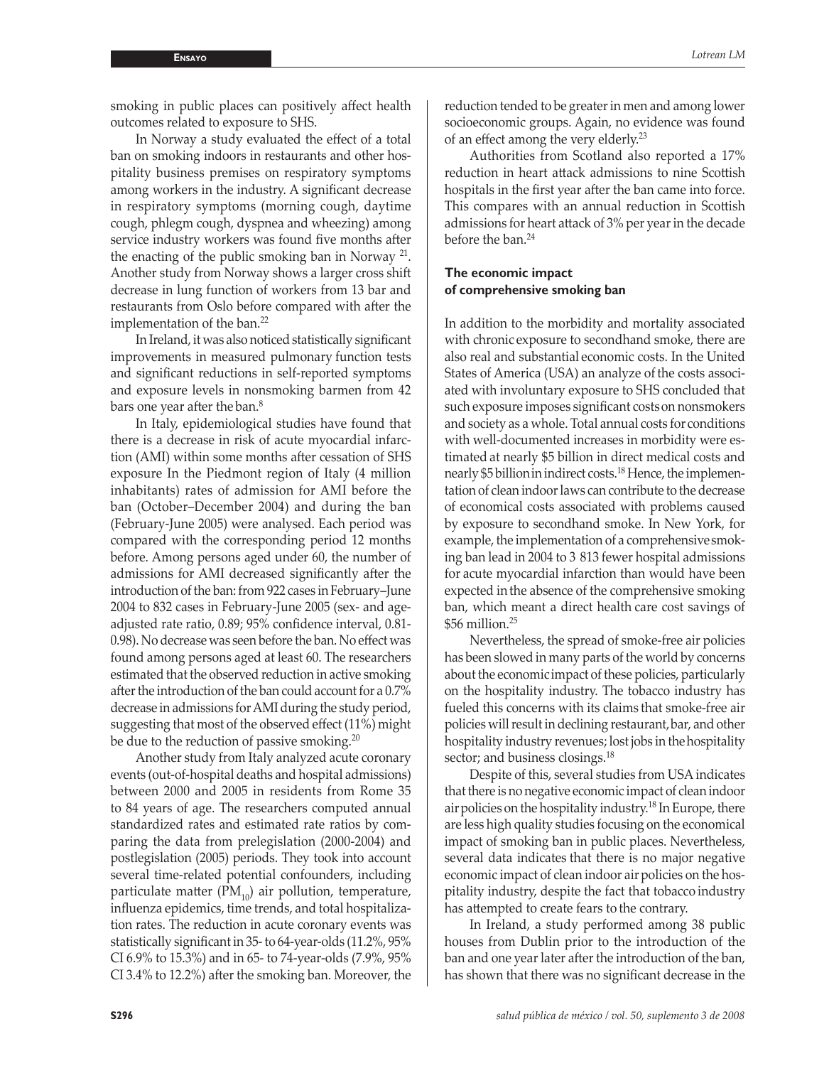smoking in public places can positively affect health outcomes related to exposure to SHS.

In Norway a study evaluated the effect of a total ban on smoking indoors in restaurants and other hospitality business premises on respiratory symptoms among workers in the industry. A significant decrease in respiratory symptoms (morning cough, daytime cough, phlegm cough, dyspnea and wheezing) among service industry workers was found five months after the enacting of the public smoking ban in Norway [21]. Another study from Norway shows a larger cross shift decrease in lung function of workers from 13 bar and restaurants from Oslo before compared with after the implementation of the ban.[22]

In Ireland, it was also noticed statistically significant improvements in measured pulmonary function tests and significant reductions in self-reported symptoms and exposure levels in nonsmoking barmen from 42 bars one year after the ban.[8]

In Italy, epidemiological studies have found that there is a decrease in risk of acute myocardial infarction (AMI) within some months after cessation of SHS exposure In the Piedmont region of Italy (4 million inhabitants) rates of admission for AMI before the ban (October–December 2004) and during the ban (February-June 2005) were analysed. Each period was compared with the corresponding period 12 months before. Among persons aged under 60, the number of admissions for AMI decreased significantly after the introduction of the ban: from 922 cases in February–June 2004 to 832 cases in February-June 2005 (sex- and age-adjusted rate ratio, 0.89; 95% confidence interval, 0.81-0.98). No decrease was seen before the ban. No effect was found among persons aged at least 60. The researchers estimated that the observed reduction in active smoking after the introduction of the ban could account for a 0.7% decrease in admissions for AMI during the study period, suggesting that most of the observed effect (11%) might be due to the reduction of passive smoking.[20]

Another study from Italy analyzed acute coronary events (out-of-hospital deaths and hospital admissions) between 2000 and 2005 in residents from Rome 35 to 84 years of age. The researchers computed annual standardized rates and estimated rate ratios by comparing the data from prelegislation (2000-2004) and postlegislation (2005) periods. They took into account several time-related potential confounders, including particulate matter ($PM_{10}$) air pollution, temperature, influenza epidemics, time trends, and total hospitalization rates. The reduction in acute coronary events was statistically significant in 35- to 64-year-olds (11.2%, 95% CI 6.9% to 15.3%) and in 65- to 74-year-olds (7.9%, 95% CI 3.4% to 12.2%) after the smoking ban. Moreover, the reduction tended to be greater in men and among lower socioeconomic groups. Again, no evidence was found of an effect among the very elderly.[23]

Authorities from Scotland also reported a 17% reduction in heart attack admissions to nine Scottish hospitals in the first year after the ban came into force. This compares with an annual reduction in Scottish admissions for heart attack of 3% per year in the decade before the ban.[24]

## The economic impact of comprehensive smoking ban

In addition to the morbidity and mortality associated with chronic exposure to secondhand smoke, there are also real and substantial economic costs. In the United States of America (USA) an analyze of the costs associated with involuntary exposure to SHS concluded that such exposure imposes significant costs on nonsmokers and society as a whole. Total annual costs for conditions with well-documented increases in morbidity were estimated at nearly $5 billion in direct medical costs and nearly $5 billion in indirect costs.[18] Hence, the implementation of clean indoor laws can contribute to the decrease of economical costs associated with problems caused by exposure to secondhand smoke. In New York, for example, the implementation of a comprehensive smoking ban lead in 2004 to 3 813 fewer hospital admissions for acute myocardial infarction than would have been expected in the absence of the comprehensive smoking ban, which meant a direct health care cost savings of $56 million.[25]

Nevertheless, the spread of smoke-free air policies has been slowed in many parts of the world by concerns about the economic impact of these policies, particularly on the hospitality industry. The tobacco industry has fueled this concerns with its claims that smoke-free air policies will result in declining restaurant, bar, and other hospitality industry revenues; lost jobs in the hospitality sector; and business closings.[18]

Despite of this, several studies from USA indicates that there is no negative economic impact of clean indoor air policies on the hospitality industry.[18] In Europe, there are less high quality studies focusing on the economical impact of smoking ban in public places. Nevertheless, several data indicates that there is no major negative economic impact of clean indoor air policies on the hospitality industry, despite the fact that tobacco industry has attempted to create fears to the contrary.

In Ireland, a study performed among 38 public houses from Dublin prior to the introduction of the ban and one year later after the introduction of the ban, has shown that there was no significant decrease in the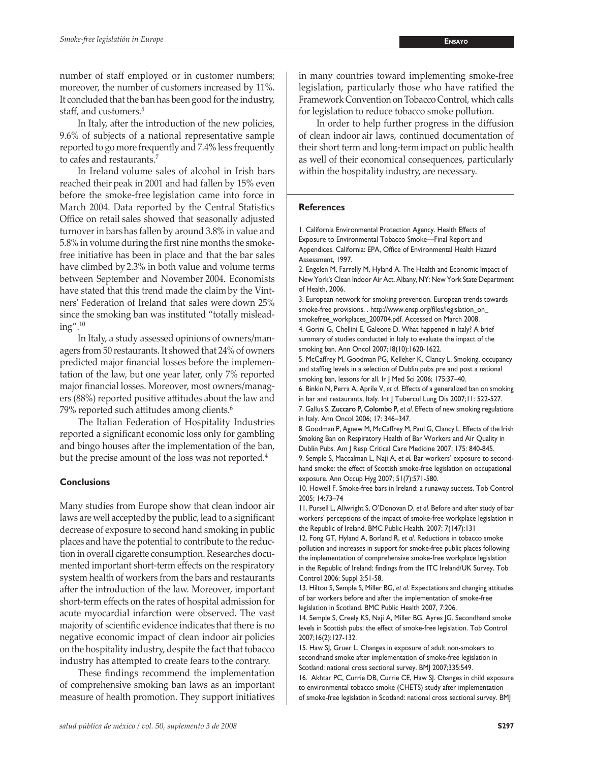number of staff employed or in customer numbers; moreover, the number of customers increased by 11%. It concluded that the ban has been good for the industry, staff, and customers.[5]

In Italy, after the introduction of the new policies, 9.6% of subjects of a national representative sample reported to go more frequently and 7.4% less frequently to cafes and restaurants.[7]

In Ireland volume sales of alcohol in Irish bars reached their peak in 2001 and had fallen by 15% even before the smoke-free legislation came into force in March 2004. Data reported by the Central Statistics Office on retail sales showed that seasonally adjusted turnover in bars has fallen by around 3.8% in value and 5.8% in volume during the first nine months the smoke-free initiative has been in place and that the bar sales have climbed by 2.3% in both value and volume terms between September and November 2004. Economists have stated that this trend made the claim by the Vintners' Federation of Ireland that sales were down 25% since the smoking ban was instituted "totally misleading".[10]

In Italy, a study assessed opinions of owners/managers from 50 restaurants. It showed that 24% of owners predicted major financial losses before the implementation of the law, but one year later, only 7% reported major financial losses. Moreover, most owners/managers (88%) reported positive attitudes about the law and 79% reported such attitudes among clients.[6]

The Italian Federation of Hospitality Industries reported a significant economic loss only for gambling and bingo houses after the implementation of the ban, but the precise amount of the loss was not reported.[4]

## Conclusions

Many studies from Europe show that clean indoor air laws are well accepted by the public, lead to a significant decrease of exposure to second hand smoking in public places and have the potential to contribute to the reduction in overall cigarette consumption. Researches documented important short-term effects on the respiratory system health of workers from the bars and restaurants after the introduction of the law. Moreover, important short-term effects on the rates of hospital admission for acute myocardial infarction were observed. The vast majority of scientific evidence indicates that there is no negative economic impact of clean indoor air policies on the hospitality industry, despite the fact that tobacco industry has attempted to create fears to the contrary.

These findings recommend the implementation of comprehensive smoking ban laws as an important measure of health promotion. They support initiatives in many countries toward implementing smoke-free legislation, particularly those who have ratified the Framework Convention on Tobacco Control, which calls for legislation to reduce tobacco smoke pollution.

In order to help further progress in the diffusion of clean indoor air laws, continued documentation of their short term and long-term impact on public health as well as of their economical consequences, particularly within the hospitality industry, are necessary.

## References

1. California Environmental Protection Agency. Health Effects of Exposure to Environmental Tobacco Smoke—Final Report and Appendices. California: EPA, Office of Environmental Health Hazard Assessment, 1997.
2. Engelen M, Farrelly M, Hyland A. The Health and Economic Impact of New York's Clean Indoor Air Act. Albany, NY: New York State Department of Health, 2006.
3. European network for smoking prevention. European trends towards smoke-free provisions. . http://www.ensp.org/files/legislation_on_smokefree_workplaces_200704.pdf. Accessed on March 2008.
4. Gorini G, Chellini E, Galeone D. What happened in Italy? A brief summary of studies conducted in Italy to evaluate the impact of the smoking ban. Ann Oncol 2007;18(10):1620-1622.
5. McCaffrey M, Goodman PG, Kelleher K, Clancy L. Smoking, occupancy and staffing levels in a selection of Dublin pubs pre and post a national smoking ban, lessons for all. Ir J Med Sci 2006; 175:37–40.
6. Binkin N, Perra A, Aprile V, *et al*. Effects of a generalized ban on smoking in bar and restaurants, Italy. Int J Tubercul Lung Dis 2007;11: 522-527.
7. Gallus S, Zuccaro P, Colombo P, *et al.* Effects of new smoking regulations in Italy. Ann Oncol 2006; 17: 346–347.
8. Goodman P, Agnew M, McCaffrey M, Paul G, Clancy L. Effects of the Irish Smoking Ban on Respiratory Health of Bar Workers and Air Quality in Dublin Pubs. Am J Resp Critical Care Medicine 2007; 175: 840-845.
9. Semple S, Maccalman L, Naji A, *et al.* Bar workers' exposure to second-hand smoke: the effect of Scottish smoke-free legislation on occupational exposure. Ann Occup Hyg 2007; 51(7):571-580.
10. Howell F. Smoke-free bars in Ireland: a runaway success. Tob Control 2005; 14:73–74
11. Pursell L, Allwright S, O'Donovan D, *et al.* Before and after study of bar workers' perceptions of the impact of smoke-free workplace legislation in the Republic of Ireland. BMC Public Health. 2007; 7(147):131
12. Fong GT, Hyland A, Borland R, *et al.* Reductions in tobacco smoke pollution and increases in support for smoke-free public places following the implementation of comprehensive smoke-free workplace legislation in the Republic of Ireland: findings from the ITC Ireland/UK Survey. Tob Control 2006; Suppl 3:51-58.
13. Hilton S, Semple S, Miller BG, *et al*. Expectations and changing attitudes of bar workers before and after the implementation of smoke-free legislation in Scotland. BMC Public Health 2007, 7:206.
14. Semple S, Creely KS, Naji A, Miller BG, Ayres JG. Secondhand smoke levels in Scottish pubs: the effect of smoke-free legislation. Tob Control 2007;16(2):127-132.
15. Haw SJ, Gruer L. Changes in exposure of adult non-smokers to secondhand smoke after implementation of smoke-free legislation in Scotland: national cross sectional survey. BMJ 2007;335:549.
16. Akhtar PC, Currie DB, Currie CE, Haw SJ. Changes in child exposure to environmental tobacco smoke (CHETS) study after implementation of smoke-free legislation in Scotland: national cross sectional survey. BMJ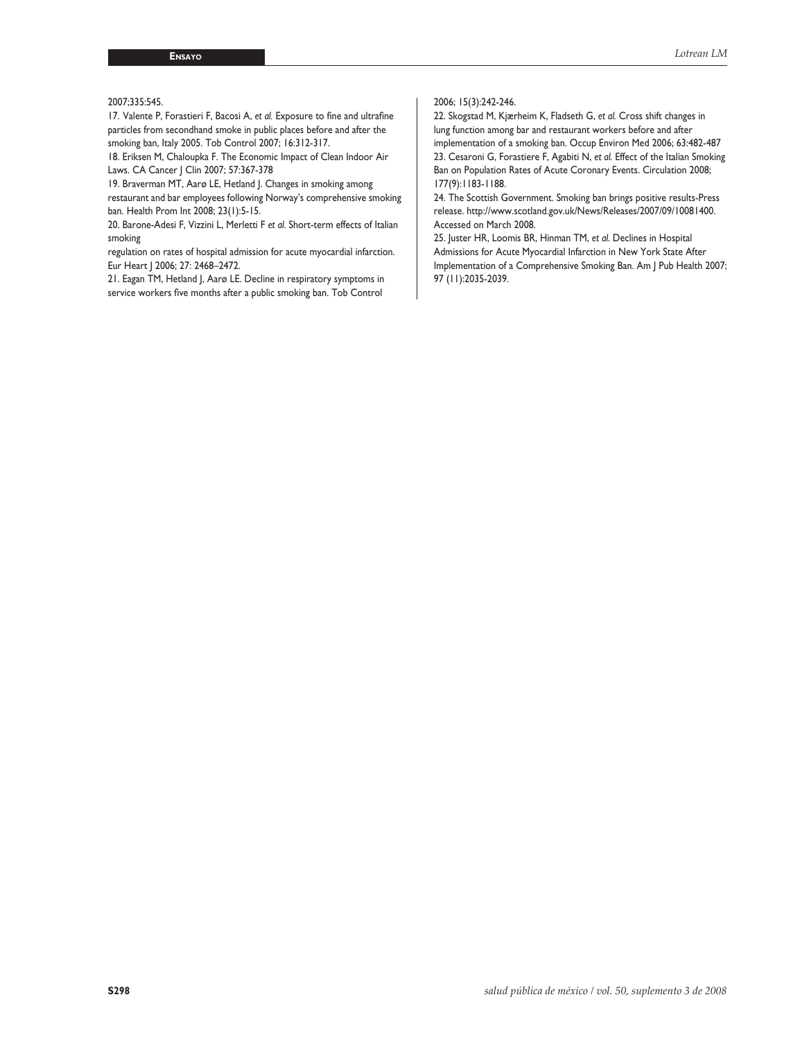2007;335:545.

17. Valente P, Forastieri F, Bacosi A, *et al.* Exposure to fine and ultrafine particles from secondhand smoke in public places before and after the smoking ban, Italy 2005. Tob Control 2007; 16:312-317.

18. Eriksen M, Chaloupka F. The Economic Impact of Clean Indoor Air Laws. CA Cancer J Clin 2007; 57:367-378

19. Braverman MT, Aarø LE, Hetland J. Changes in smoking among restaurant and bar employees following Norway's comprehensive smoking ban. Health Prom Int 2008; 23(1):5-15.

20. Barone-Adesi F, Vizzini L, Merletti F *et al.* Short-term effects of Italian smoking

regulation on rates of hospital admission for acute myocardial infarction. Eur Heart J 2006; 27: 2468–2472.

21. Eagan TM, Hetland J, Aarø LE. Decline in respiratory symptoms in service workers five months after a public smoking ban. Tob Control 2006; 15(3):242-246.

22. Skogstad M, Kjærheim K, Fladseth G, *et al.* Cross shift changes in lung function among bar and restaurant workers before and after implementation of a smoking ban. Occup Environ Med 2006; 63:482-487

23. Cesaroni G, Forastiere F, Agabiti N, *et al.* Effect of the Italian Smoking Ban on Population Rates of Acute Coronary Events. Circulation 2008; 177(9):1183-1188.

24. The Scottish Government. Smoking ban brings positive results-Press release. http://www.scotland.gov.uk/News/Releases/2007/09/10081400. Accessed on March 2008.

25. Juster HR, Loomis BR, Hinman TM, *et al.* Declines in Hospital Admissions for Acute Myocardial Infarction in New York State After Implementation of a Comprehensive Smoking Ban. Am J Pub Health 2007; 97 (11):2035-2039.